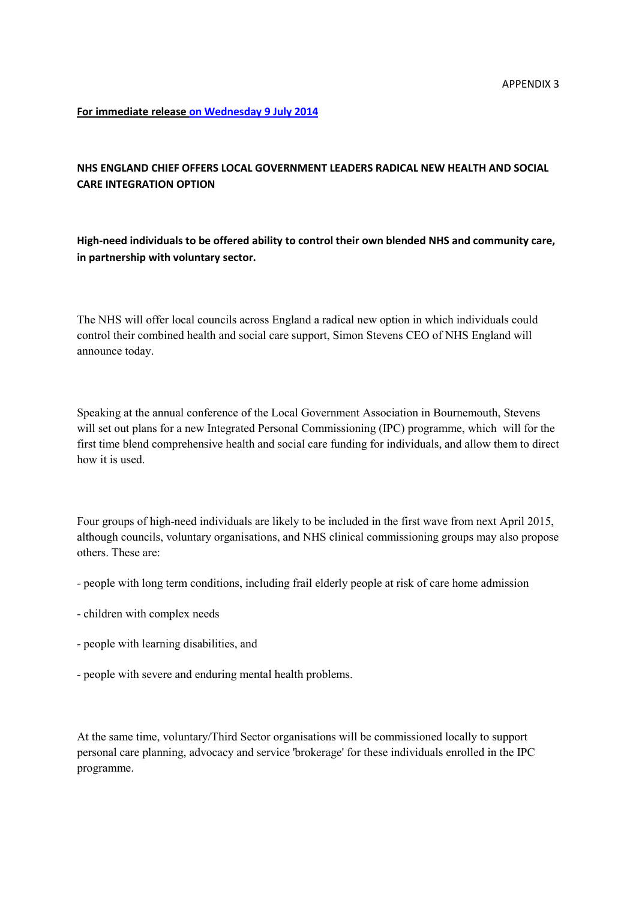APPENDIX 3

**For immediate release on Wednesday 9 July 2014**

**NHS ENGLAND CHIEF OFFERS LOCAL GOVERNMENT LEADERS RADICAL NEW HEALTH AND SOCIAL CARE INTEGRATION OPTION**

**High-need individuals to be offered ability to control their own blended NHS and community care, in partnership with voluntary sector.**

The NHS will offer local councils across England a radical new option in which individuals could control their combined health and social care support, Simon Stevens CEO of NHS England will announce today.

Speaking at the annual conference of the Local Government Association in Bournemouth, Stevens will set out plans for a new Integrated Personal Commissioning (IPC) programme, which will for the first time blend comprehensive health and social care funding for individuals, and allow them to direct how it is used.

Four groups of high-need individuals are likely to be included in the first wave from next April 2015, although councils, voluntary organisations, and NHS clinical commissioning groups may also propose others. These are:

- people with long term conditions, including frail elderly people at risk of care home admission
- children with complex needs
- people with learning disabilities, and
- people with severe and enduring mental health problems.

At the same time, voluntary/Third Sector organisations will be commissioned locally to support personal care planning, advocacy and service 'brokerage' for these individuals enrolled in the IPC programme.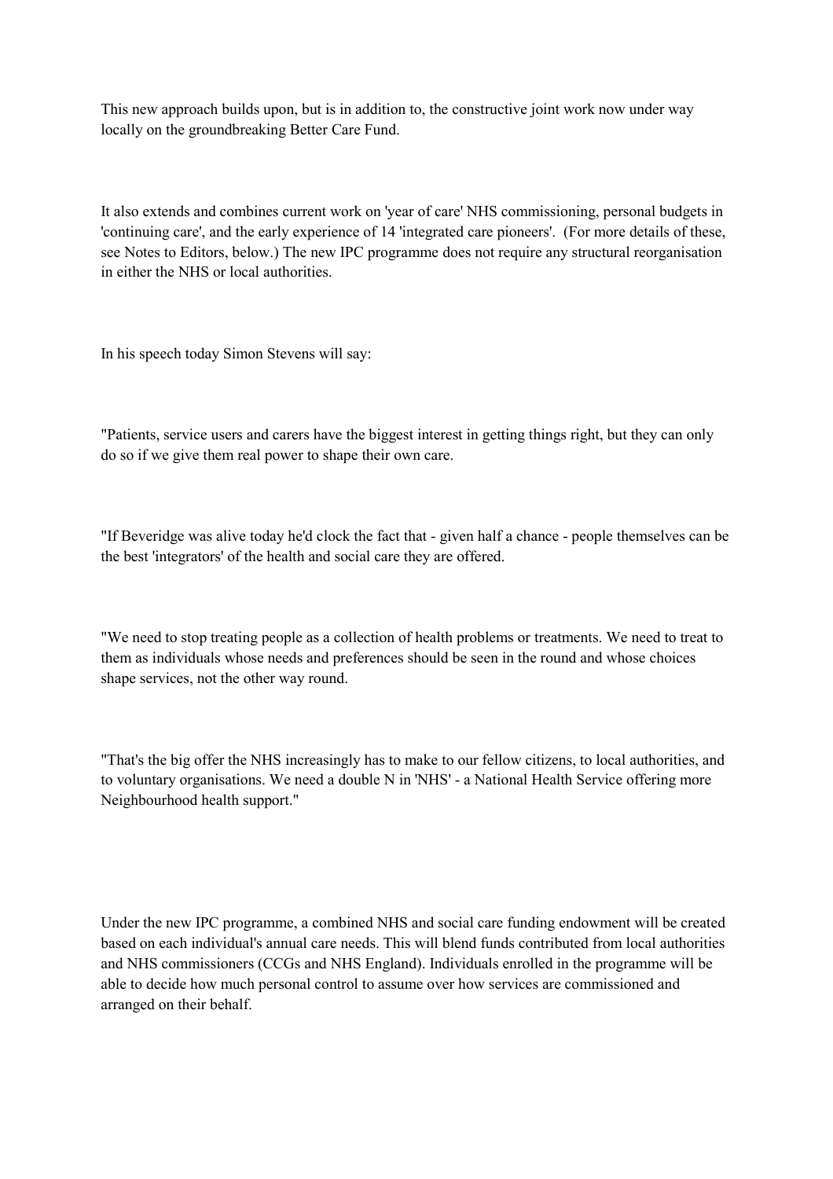This new approach builds upon, but is in addition to, the constructive joint work now under way locally on the groundbreaking Better Care Fund.

It also extends and combines current work on 'year of care' NHS commissioning, personal budgets in 'continuing care', and the early experience of 14 'integrated care pioneers'. (For more details of these, see Notes to Editors, below.) The new IPC programme does not require any structural reorganisation in either the NHS or local authorities.

In his speech today Simon Stevens will say:

"Patients, service users and carers have the biggest interest in getting things right, but they can only do so if we give them real power to shape their own care.

"If Beveridge was alive today he'd clock the fact that - given half a chance - people themselves can be the best 'integrators' of the health and social care they are offered.

"We need to stop treating people as a collection of health problems or treatments. We need to treat to them as individuals whose needs and preferences should be seen in the round and whose choices shape services, not the other way round.

"That's the big offer the NHS increasingly has to make to our fellow citizens, to local authorities, and to voluntary organisations. We need a double N in 'NHS' - a National Health Service offering more Neighbourhood health support."

Under the new IPC programme, a combined NHS and social care funding endowment will be created based on each individual's annual care needs. This will blend funds contributed from local authorities and NHS commissioners (CCGs and NHS England). Individuals enrolled in the programme will be able to decide how much personal control to assume over how services are commissioned and arranged on their behalf.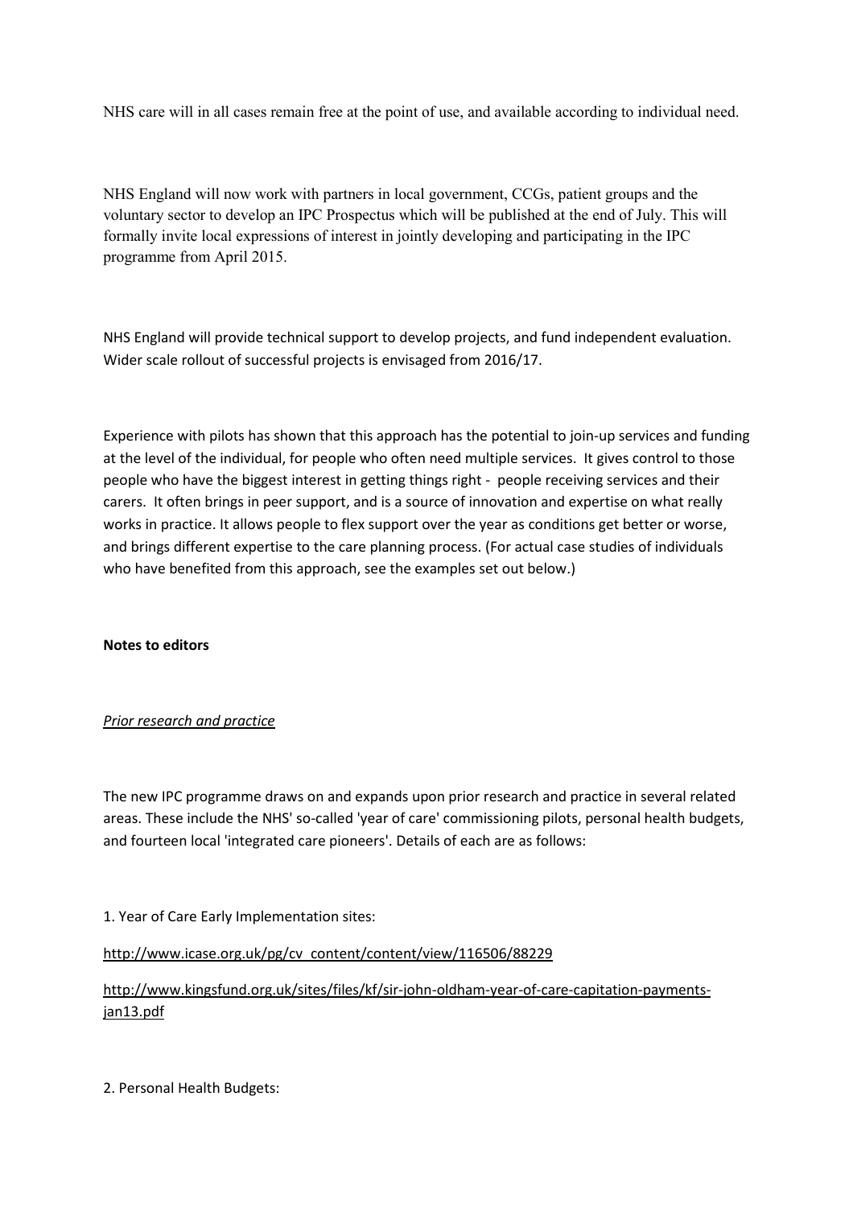NHS care will in all cases remain free at the point of use, and available according to individual need.

NHS England will now work with partners in local government, CCGs, patient groups and the voluntary sector to develop an IPC Prospectus which will be published at the end of July. This will formally invite local expressions of interest in jointly developing and participating in the IPC programme from April 2015.

NHS England will provide technical support to develop projects, and fund independent evaluation. Wider scale rollout of successful projects is envisaged from 2016/17.

Experience with pilots has shown that this approach has the potential to join-up services and funding at the level of the individual, for people who often need multiple services. It gives control to those people who have the biggest interest in getting things right - people receiving services and their carers. It often brings in peer support, and is a source of innovation and expertise on what really works in practice. It allows people to flex support over the year as conditions get better or worse, and brings different expertise to the care planning process. (For actual case studies of individuals who have benefited from this approach, see the examples set out below.)

**Notes to editors**

*Prior research and practice*

The new IPC programme draws on and expands upon prior research and practice in several related areas. These include the NHS' so-called 'year of care' commissioning pilots, personal health budgets, and fourteen local 'integrated care pioneers'. Details of each are as follows:

1. Year of Care Early Implementation sites:

http://www.icase.org.uk/pg/cv_content/content/view/116506/88229

http://www.kingsfund.org.uk/sites/files/kf/sir-john-oldham-year-of-care-capitation-payments-jan13.pdf

2. Personal Health Budgets: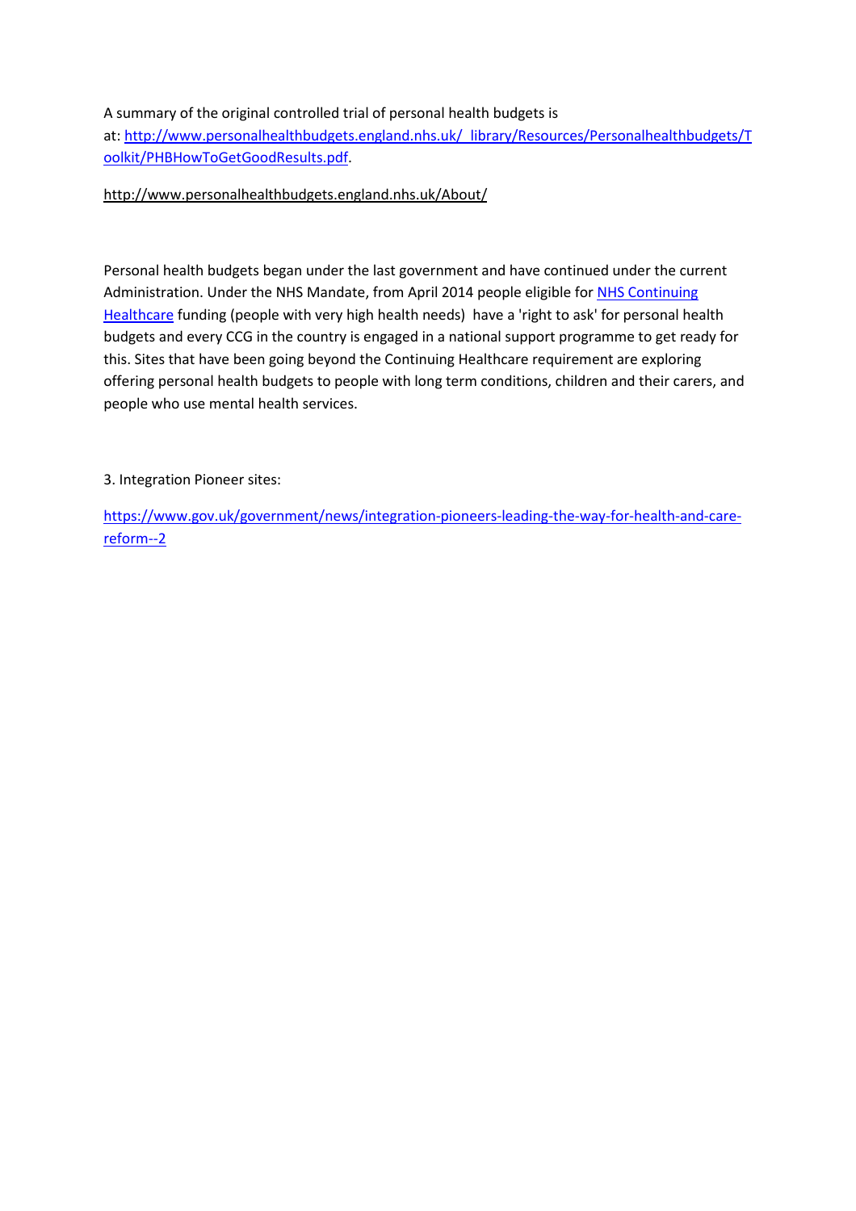A summary of the original controlled trial of personal health budgets is at: [http://www.personalhealthbudgets.england.nhs.uk/_library/Resources/Personalhealthbudgets/Toolkit/PHBHowToGetGoodResults.pdf](http://www.personalhealthbudgets.england.nhs.uk/_library/Resources/Personalhealthbudgets/Toolkit/PHBHowToGetGoodResults.pdf).

http://www.personalhealthbudgets.england.nhs.uk/About/

Personal health budgets began under the last government and have continued under the current Administration. Under the NHS Mandate, from April 2014 people eligible for [NHS Continuing Healthcare]() funding (people with very high health needs) have a 'right to ask' for personal health budgets and every CCG in the country is engaged in a national support programme to get ready for this. Sites that have been going beyond the Continuing Healthcare requirement are exploring offering personal health budgets to people with long term conditions, children and their carers, and people who use mental health services.

3. Integration Pioneer sites:

[https://www.gov.uk/government/news/integration-pioneers-leading-the-way-for-health-and-care-reform--2](https://www.gov.uk/government/news/integration-pioneers-leading-the-way-for-health-and-care-reform--2)